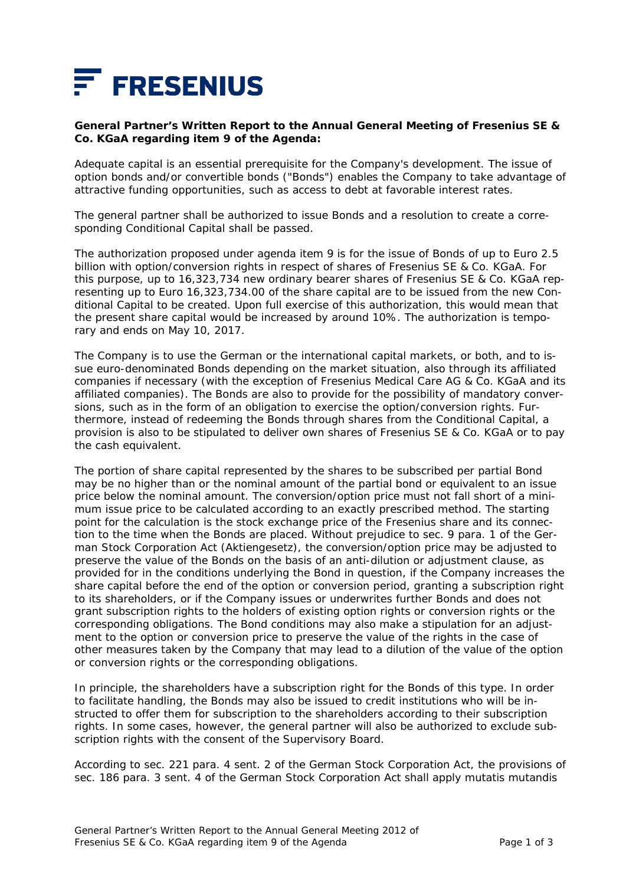FRESENIUS

**General Partner's Written Report to the Annual General Meeting of Fresenius SE & Co. KGaA regarding item 9 of the Agenda:**

Adequate capital is an essential prerequisite for the Company's development. The issue of option bonds and/or convertible bonds ("Bonds") enables the Company to take advantage of attractive funding opportunities, such as access to debt at favorable interest rates.

The general partner shall be authorized to issue Bonds and a resolution to create a corresponding Conditional Capital shall be passed.

The authorization proposed under agenda item 9 is for the issue of Bonds of up to Euro 2.5 billion with option/conversion rights in respect of shares of Fresenius SE & Co. KGaA. For this purpose, up to 16,323,734 new ordinary bearer shares of Fresenius SE & Co. KGaA representing up to Euro 16,323,734.00 of the share capital are to be issued from the new Conditional Capital to be created. Upon full exercise of this authorization, this would mean that the present share capital would be increased by around 10%. The authorization is temporary and ends on May 10, 2017.

The Company is to use the German or the international capital markets, or both, and to issue euro-denominated Bonds depending on the market situation, also through its affiliated companies if necessary (with the exception of Fresenius Medical Care AG & Co. KGaA and its affiliated companies). The Bonds are also to provide for the possibility of mandatory conversions, such as in the form of an obligation to exercise the option/conversion rights. Furthermore, instead of redeeming the Bonds through shares from the Conditional Capital, a provision is also to be stipulated to deliver own shares of Fresenius SE & Co. KGaA or to pay the cash equivalent.

The portion of share capital represented by the shares to be subscribed per partial Bond may be no higher than or the nominal amount of the partial bond or equivalent to an issue price below the nominal amount. The conversion/option price must not fall short of a minimum issue price to be calculated according to an exactly prescribed method. The starting point for the calculation is the stock exchange price of the Fresenius share and its connection to the time when the Bonds are placed. Without prejudice to sec. 9 para. 1 of the German Stock Corporation Act (Aktiengesetz), the conversion/option price may be adjusted to preserve the value of the Bonds on the basis of an anti-dilution or adjustment clause, as provided for in the conditions underlying the Bond in question, if the Company increases the share capital before the end of the option or conversion period, granting a subscription right to its shareholders, or if the Company issues or underwrites further Bonds and does not grant subscription rights to the holders of existing option rights or conversion rights or the corresponding obligations. The Bond conditions may also make a stipulation for an adjustment to the option or conversion price to preserve the value of the rights in the case of other measures taken by the Company that may lead to a dilution of the value of the option or conversion rights or the corresponding obligations.

In principle, the shareholders have a subscription right for the Bonds of this type. In order to facilitate handling, the Bonds may also be issued to credit institutions who will be instructed to offer them for subscription to the shareholders according to their subscription rights. In some cases, however, the general partner will also be authorized to exclude subscription rights with the consent of the Supervisory Board.

According to sec. 221 para. 4 sent. 2 of the German Stock Corporation Act, the provisions of sec. 186 para. 3 sent. 4 of the German Stock Corporation Act shall apply mutatis mutandis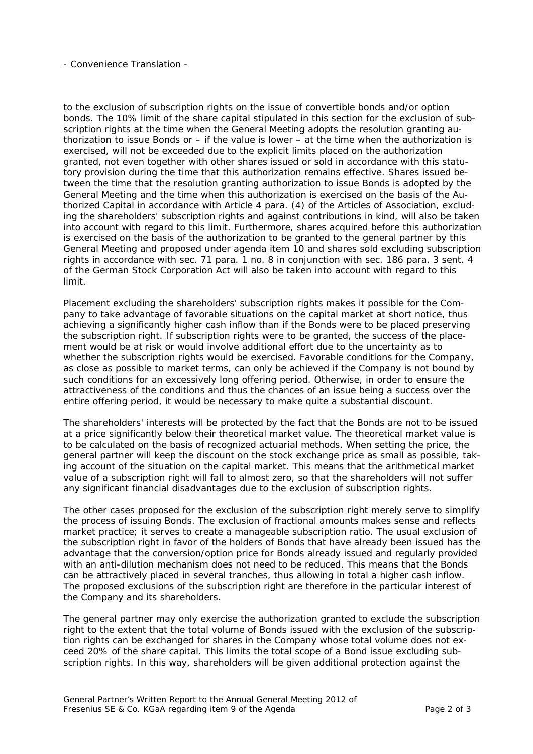- Convenience Translation -

to the exclusion of subscription rights on the issue of convertible bonds and/or option bonds. The 10% limit of the share capital stipulated in this section for the exclusion of subscription rights at the time when the General Meeting adopts the resolution granting authorization to issue Bonds or – if the value is lower – at the time when the authorization is exercised, will not be exceeded due to the explicit limits placed on the authorization granted, not even together with other shares issued or sold in accordance with this statutory provision during the time that this authorization remains effective. Shares issued between the time that the resolution granting authorization to issue Bonds is adopted by the General Meeting and the time when this authorization is exercised on the basis of the Authorized Capital in accordance with Article 4 para. (4) of the Articles of Association, excluding the shareholders' subscription rights and against contributions in kind, will also be taken into account with regard to this limit. Furthermore, shares acquired before this authorization is exercised on the basis of the authorization to be granted to the general partner by this General Meeting and proposed under agenda item 10 and shares sold excluding subscription rights in accordance with sec. 71 para. 1 no. 8 in conjunction with sec. 186 para. 3 sent. 4 of the German Stock Corporation Act will also be taken into account with regard to this limit.

Placement excluding the shareholders' subscription rights makes it possible for the Company to take advantage of favorable situations on the capital market at short notice, thus achieving a significantly higher cash inflow than if the Bonds were to be placed preserving the subscription right. If subscription rights were to be granted, the success of the placement would be at risk or would involve additional effort due to the uncertainty as to whether the subscription rights would be exercised. Favorable conditions for the Company, as close as possible to market terms, can only be achieved if the Company is not bound by such conditions for an excessively long offering period. Otherwise, in order to ensure the attractiveness of the conditions and thus the chances of an issue being a success over the entire offering period, it would be necessary to make quite a substantial discount.

The shareholders' interests will be protected by the fact that the Bonds are not to be issued at a price significantly below their theoretical market value. The theoretical market value is to be calculated on the basis of recognized actuarial methods. When setting the price, the general partner will keep the discount on the stock exchange price as small as possible, taking account of the situation on the capital market. This means that the arithmetical market value of a subscription right will fall to almost zero, so that the shareholders will not suffer any significant financial disadvantages due to the exclusion of subscription rights.

The other cases proposed for the exclusion of the subscription right merely serve to simplify the process of issuing Bonds. The exclusion of fractional amounts makes sense and reflects market practice; it serves to create a manageable subscription ratio. The usual exclusion of the subscription right in favor of the holders of Bonds that have already been issued has the advantage that the conversion/option price for Bonds already issued and regularly provided with an anti-dilution mechanism does not need to be reduced. This means that the Bonds can be attractively placed in several tranches, thus allowing in total a higher cash inflow. The proposed exclusions of the subscription right are therefore in the particular interest of the Company and its shareholders.

The general partner may only exercise the authorization granted to exclude the subscription right to the extent that the total volume of Bonds issued with the exclusion of the subscription rights can be exchanged for shares in the Company whose total volume does not exceed 20% of the share capital. This limits the total scope of a Bond issue excluding subscription rights. In this way, shareholders will be given additional protection against the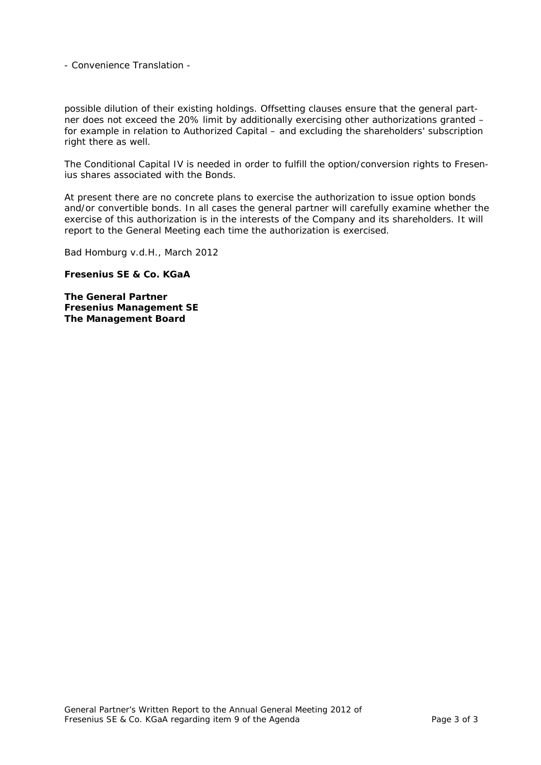- Convenience Translation -

possible dilution of their existing holdings. Offsetting clauses ensure that the general partner does not exceed the 20% limit by additionally exercising other authorizations granted – for example in relation to Authorized Capital – and excluding the shareholders' subscription right there as well.

The Conditional Capital IV is needed in order to fulfill the option/conversion rights to Fresenius shares associated with the Bonds.

At present there are no concrete plans to exercise the authorization to issue option bonds and/or convertible bonds. In all cases the general partner will carefully examine whether the exercise of this authorization is in the interests of the Company and its shareholders. It will report to the General Meeting each time the authorization is exercised.

Bad Homburg v.d.H., March 2012

**Fresenius SE & Co. KGaA**

**The General Partner**
**Fresenius Management SE**
**The Management Board**